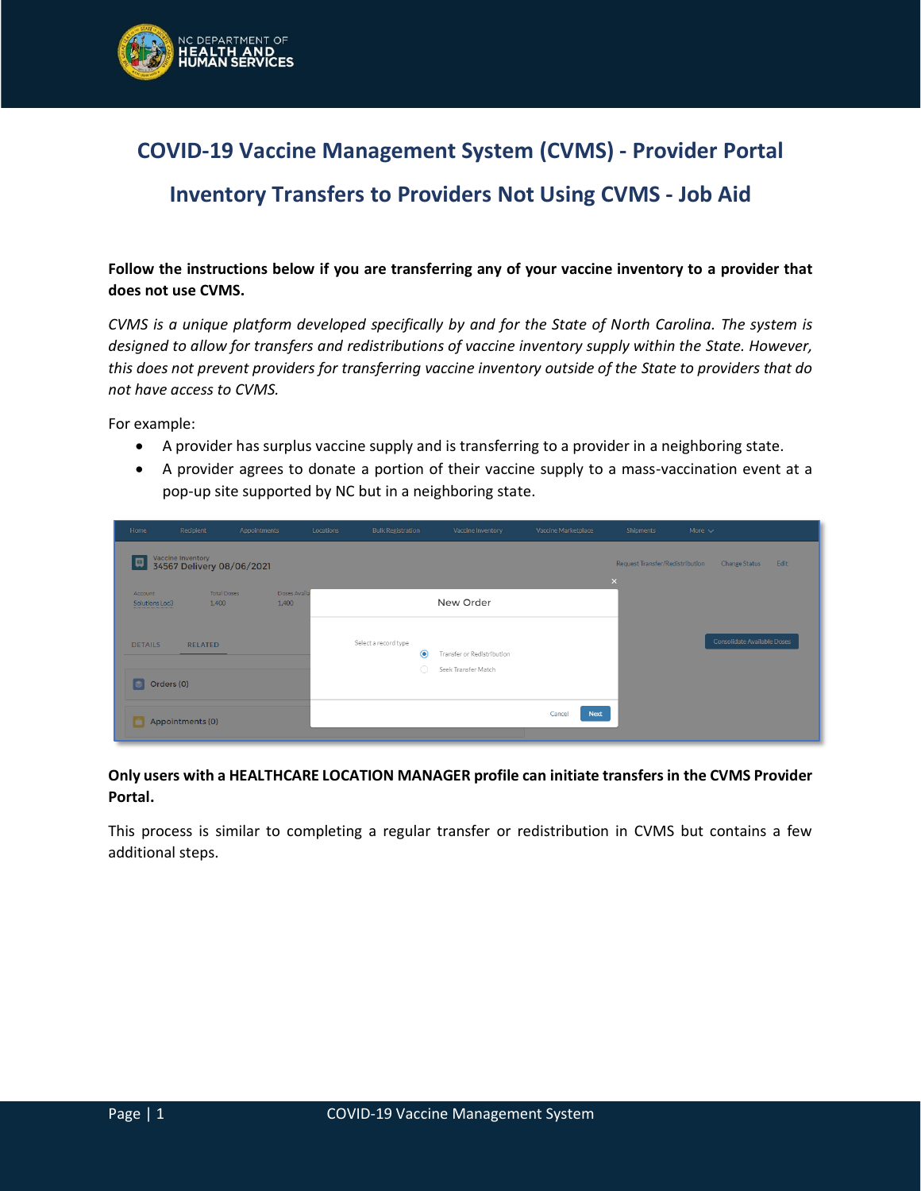# COVID-19 Vaccine Management System (CVMS) - Provider Portal

## Inventory Transfers to Providers Not Using CVMS - Job Aid

**Follow the instructions below if you are transferring any of your vaccine inventory to a provider that does not use CVMS.**

*CVMS is a unique platform developed specifically by and for the State of North Carolina. The system is designed to allow for transfers and redistributions of vaccine inventory supply within the State. However, this does not prevent providers for transferring vaccine inventory outside of the State to providers that do not have access to CVMS.*

For example:

- A provider has surplus vaccine supply and is transferring to a provider in a neighboring state.
- A provider agrees to donate a portion of their vaccine supply to a mass-vaccination event at a pop-up site supported by NC but in a neighboring state.

**Only users with a HEALTHCARE LOCATION MANAGER profile can initiate transfers in the CVMS Provider Portal.**

This process is similar to completing a regular transfer or redistribution in CVMS but contains a few additional steps.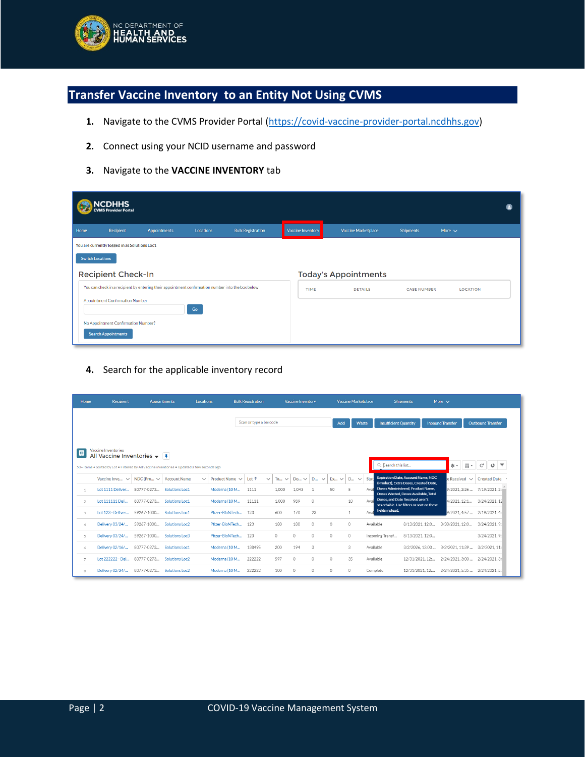## Transfer Vaccine Inventory to an Entity Not Using CVMS

1. Navigate to the CVMS Provider Portal (https://covid-vaccine-provider-portal.ncdhhs.gov)

2. Connect using your NCID username and password

3. Navigate to the **VACCINE INVENTORY** tab

4. Search for the applicable inventory record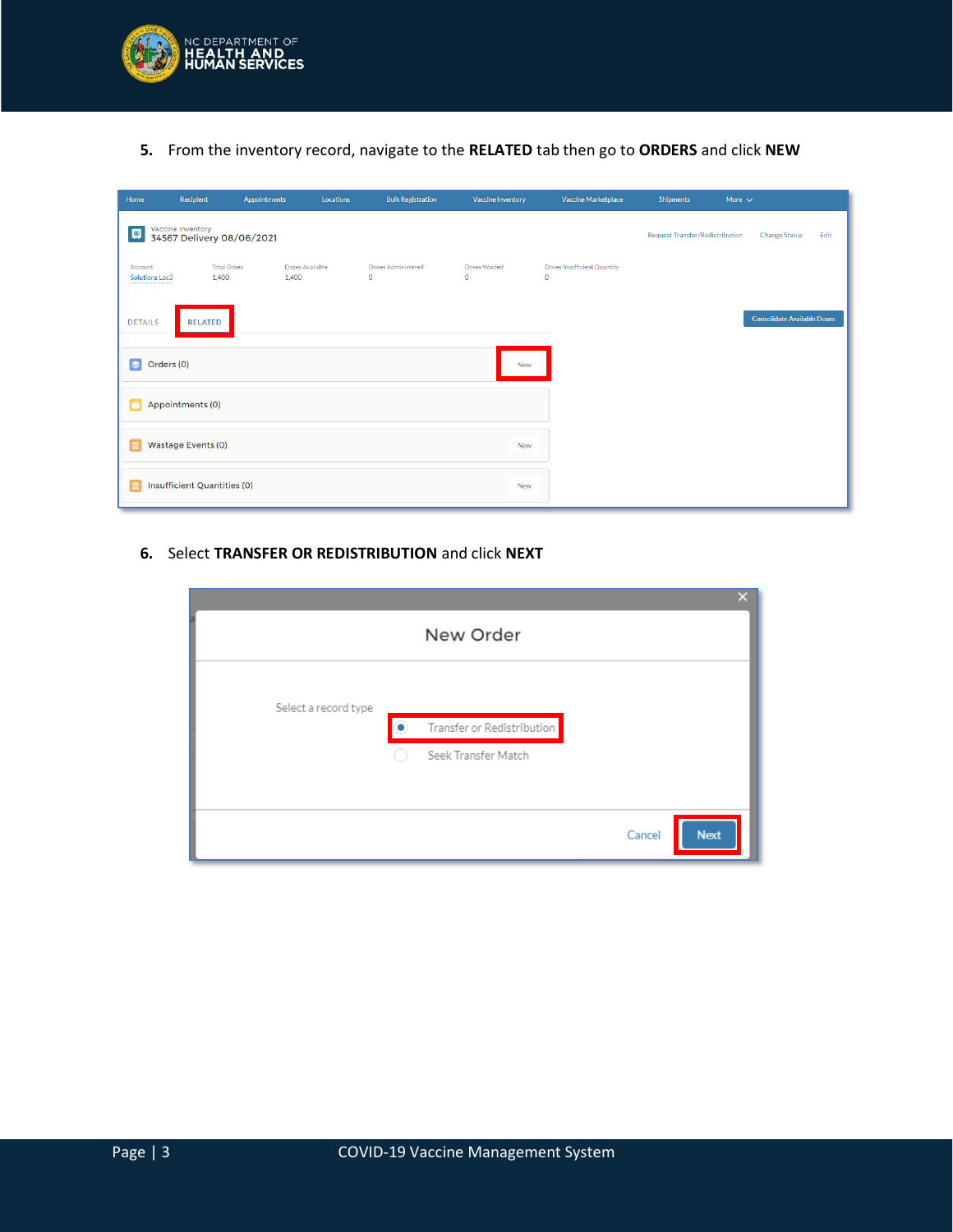5. From the inventory record, navigate to the **RELATED** tab then go to **ORDERS** and click **NEW**

6. Select **TRANSFER OR REDISTRIBUTION** and click **NEXT**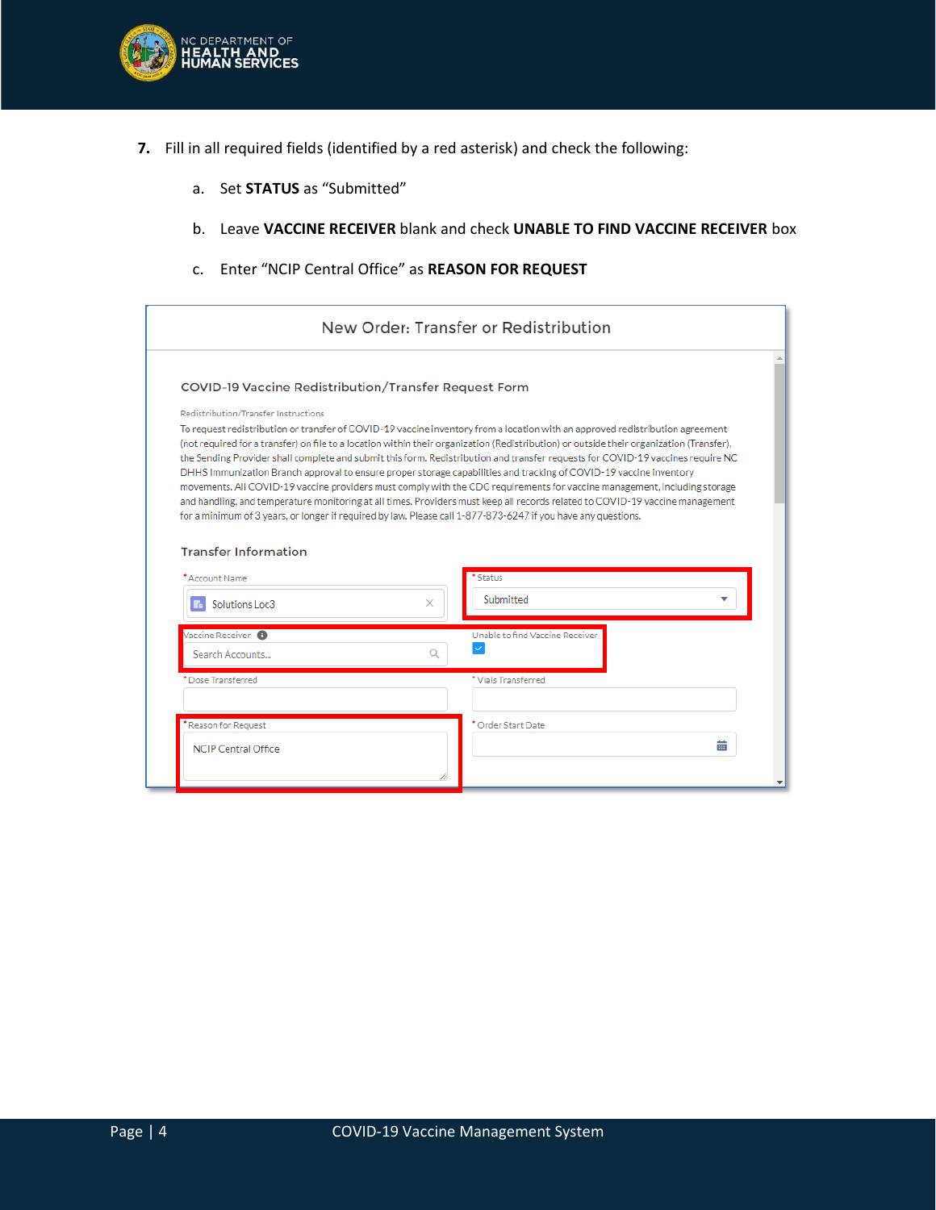7. Fill in all required fields (identified by a red asterisk) and check the following:

   a. Set **STATUS** as "Submitted"

   b. Leave **VACCINE RECEIVER** blank and check **UNABLE TO FIND VACCINE RECEIVER** box

   c. Enter "NCIP Central Office" as **REASON FOR REQUEST**

New Order: Transfer or Redistribution

COVID-19 Vaccine Redistribution/Transfer Request Form

Redistribution/Transfer Instructions

To request redistribution or transfer of COVID-19 vaccine inventory from a location with an approved redistribution agreement (not required for a transfer) on file to a location within their organization (Redistribution) or outside their organization (Transfer), the Sending Provider shall complete and submit this form. Redistribution and transfer requests for COVID-19 vaccines require NC DHHS Immunization Branch approval to ensure proper storage capabilities and tracking of COVID-19 vaccine inventory movements. All COVID-19 vaccine providers must comply with the CDC requirements for vaccine management, including storage and handling, and temperature monitoring at all times. Providers must keep all records related to COVID-19 vaccine management for a minimum of 3 years, or longer if required by law. Please call 1-877-873-6247 if you have any questions.

Transfer Information

| Field | Value |
| --- | --- |
| * Account Name | Solutions Loc3 |
| * Status | Submitted |
| Vaccine Receiver | Search Accounts... |
| Unable to find Vaccine Receiver | ☑ |
| * Dose Transferred | |
| * Vials Transferred | |
| * Reason for Request | NCIP Central Office |
| * Order Start Date | |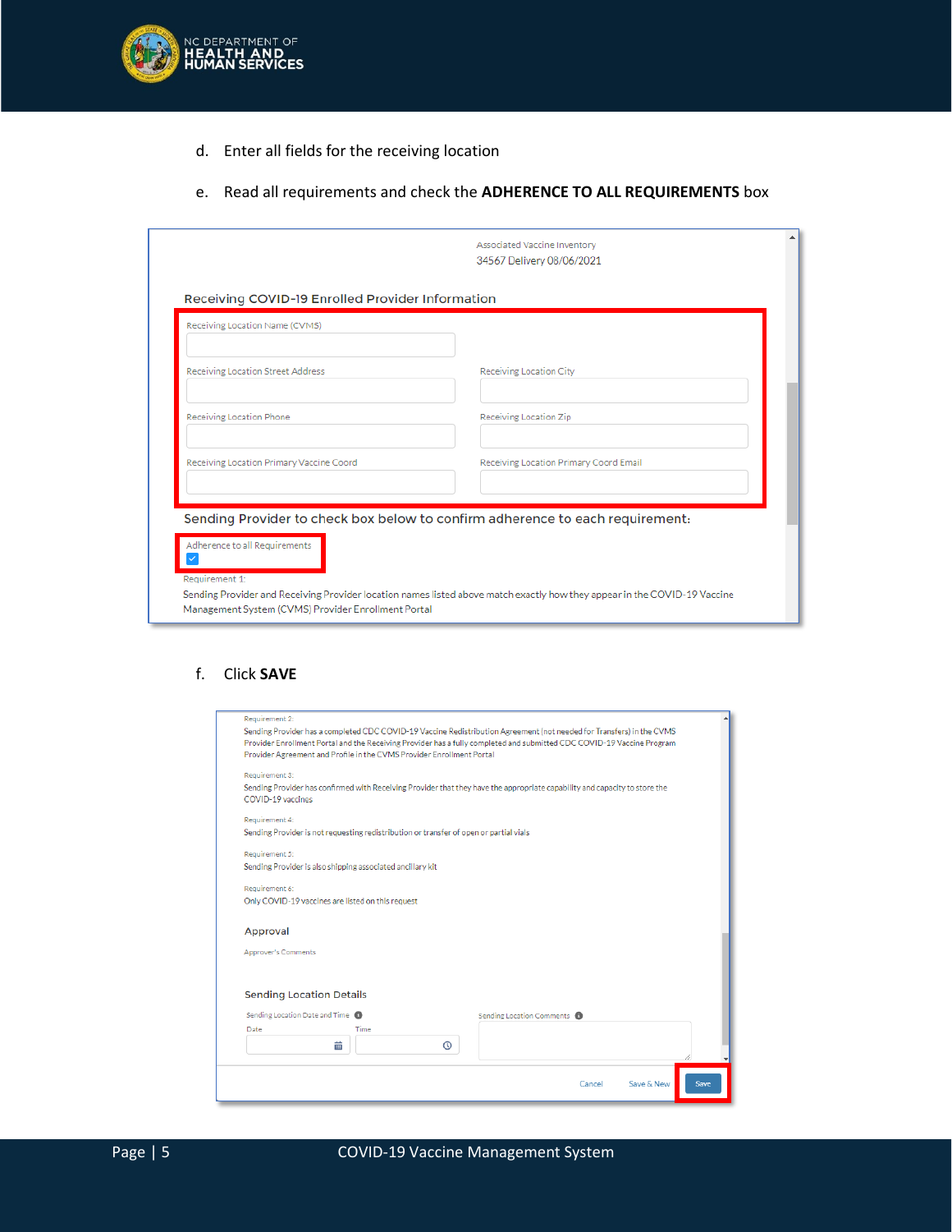d. Enter all fields for the receiving location

e. Read all requirements and check the **ADHERENCE TO ALL REQUIREMENTS** box

Associated Vaccine Inventory
34567 Delivery 08/06/2021

Receiving COVID-19 Enrolled Provider Information

Receiving Location Name (CVMS)

Receiving Location Street Address | Receiving Location City

Receiving Location Phone | Receiving Location Zip

Receiving Location Primary Vaccine Coord | Receiving Location Primary Coord Email

Sending Provider to check box below to confirm adherence to each requirement:

Adherence to all Requirements

Requirement 1:
Sending Provider and Receiving Provider location names listed above match exactly how they appear in the COVID-19 Vaccine Management System (CVMS) Provider Enrollment Portal

f. Click **SAVE**

Requirement 2:
Sending Provider has a completed CDC COVID-19 Vaccine Redistribution Agreement (not needed for Transfers) in the CVMS Provider Enrollment Portal and the Receiving Provider has a fully completed and submitted CDC COVID-19 Vaccine Program Provider Agreement and Profile in the CVMS Provider Enrollment Portal

Requirement 3:
Sending Provider has confirmed with Receiving Provider that they have the appropriate capability and capacity to store the COVID-19 vaccines

Requirement 4:
Sending Provider is not requesting redistribution or transfer of open or partial vials

Requirement 5:
Sending Provider is also shipping associated ancillary kit

Requirement 6:
Only COVID-19 vaccines are listed on this request

Approval

Approver's Comments

Sending Location Details

Sending Location Date and Time | Sending Location Comments

Date | Time

Cancel | Save & New | Save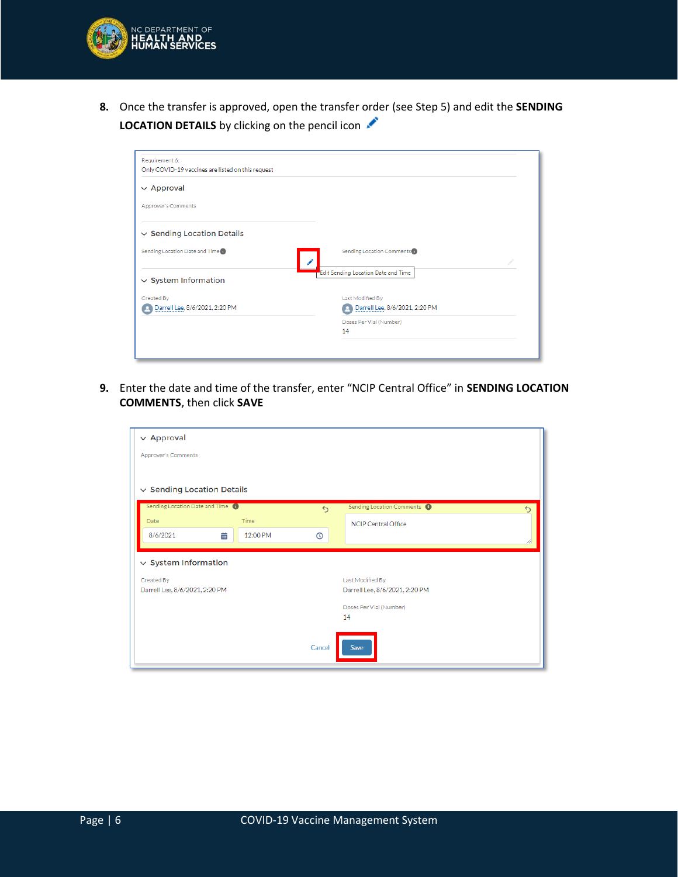8. Once the transfer is approved, open the transfer order (see Step 5) and edit the **SENDING LOCATION DETAILS** by clicking on the pencil icon

9. Enter the date and time of the transfer, enter "NCIP Central Office" in **SENDING LOCATION COMMENTS**, then click **SAVE**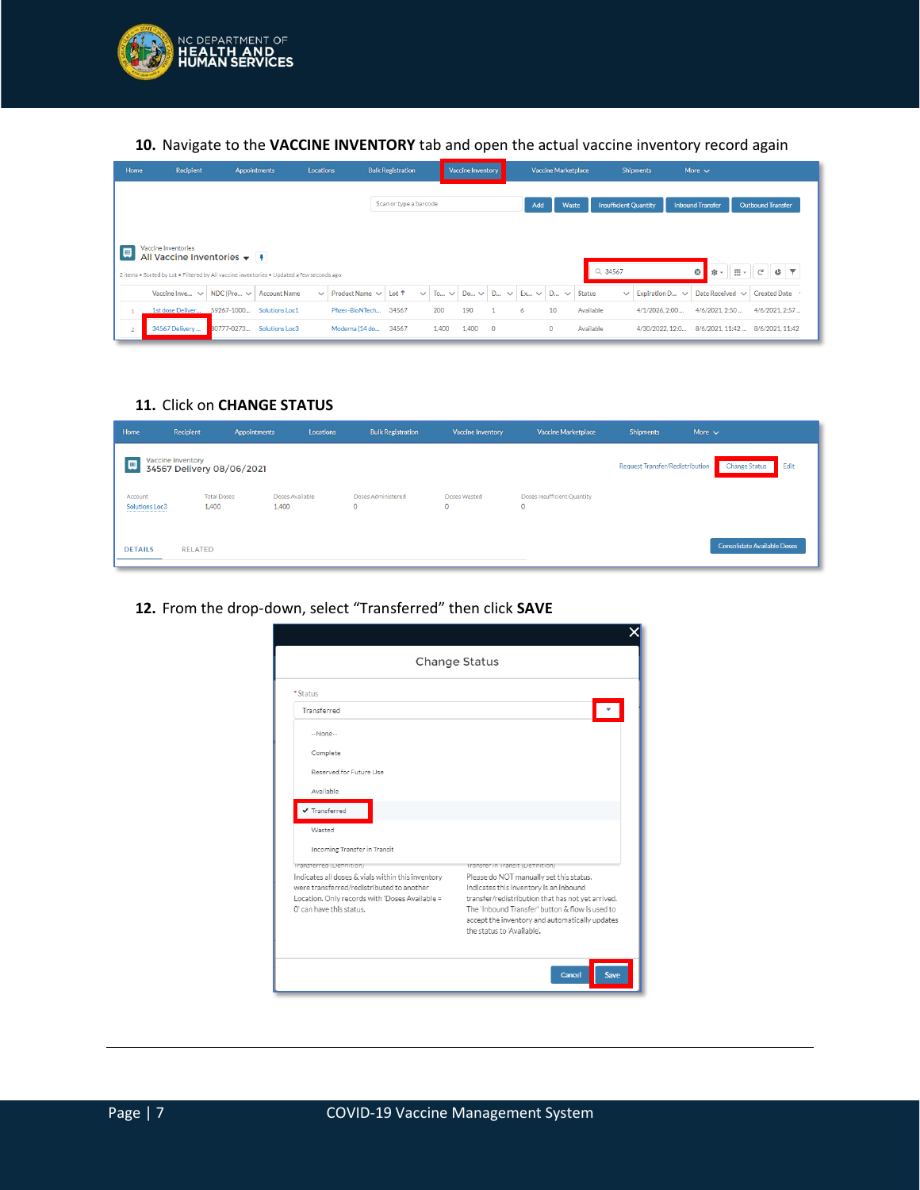**10.** Navigate to the **VACCINE INVENTORY** tab and open the actual vaccine inventory record again

**11.** Click on **CHANGE STATUS**

**12.** From the drop-down, select "Transferred" then click **SAVE**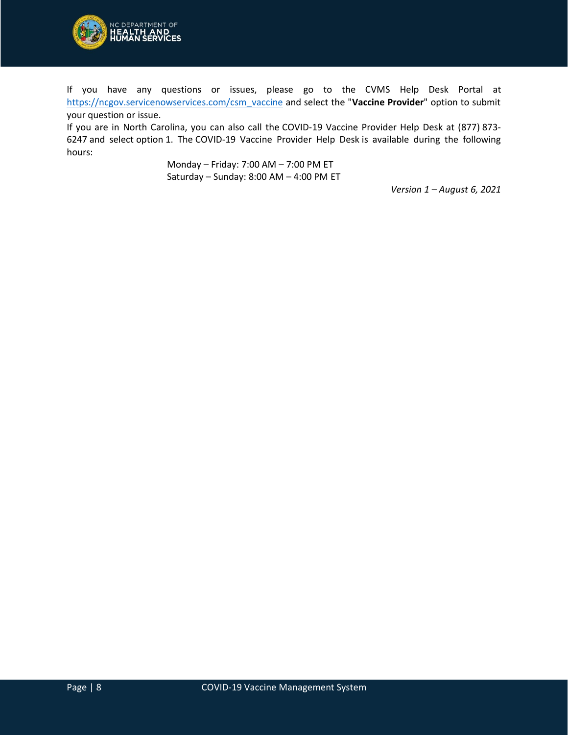If you have any questions or issues, please go to the CVMS Help Desk Portal at https://ncgov.servicenowservices.com/csm_vaccine and select the "**Vaccine Provider**" option to submit your question or issue.

If you are in North Carolina, you can also call the COVID-19 Vaccine Provider Help Desk at (877) 873-6247 and select option 1. The COVID-19 Vaccine Provider Help Desk is available during the following hours:

Monday – Friday: 7:00 AM – 7:00 PM ET
Saturday – Sunday: 8:00 AM – 4:00 PM ET

*Version 1 – August 6, 2021*